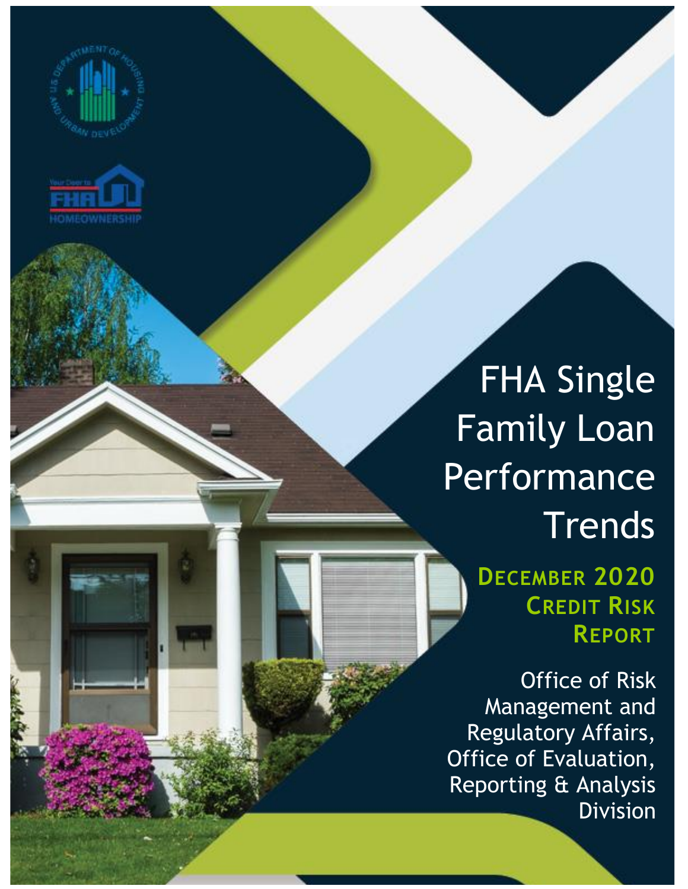# FHA Single Family Loan Performance Trends

## December 2020 Credit Risk Report

Office of Risk Management and Regulatory Affairs, Office of Evaluation, Reporting & Analysis Division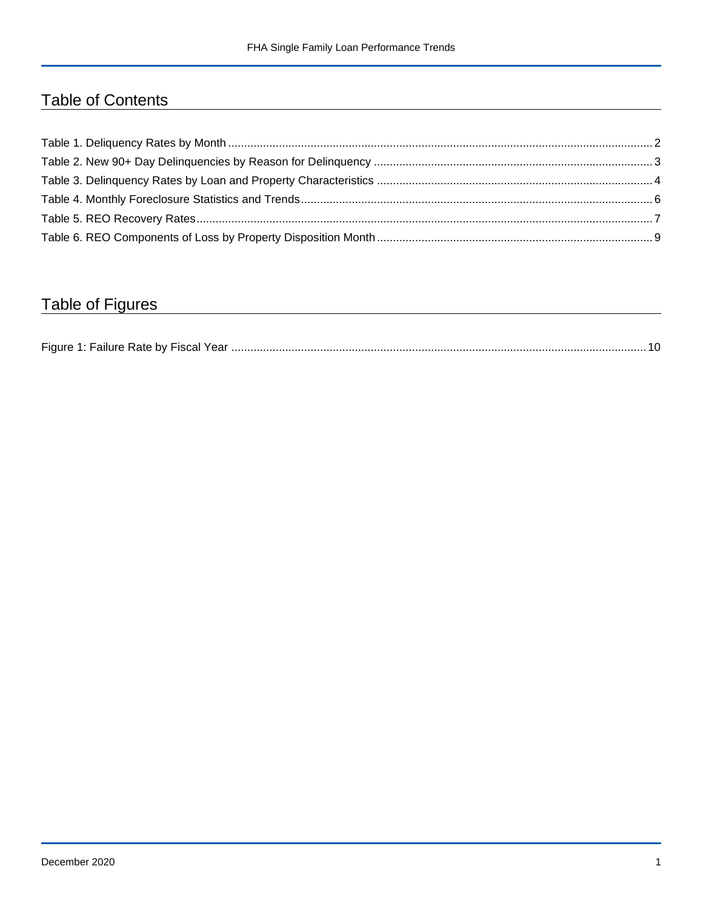# Table of Contents

Table 1. Deliquency Rates by Month ..... 2
Table 2. New 90+ Day Delinquencies by Reason for Delinquency ..... 3
Table 3. Delinquency Rates by Loan and Property Characteristics ..... 4
Table 4. Monthly Foreclosure Statistics and Trends ..... 6
Table 5. REO Recovery Rates ..... 7
Table 6. REO Components of Loss by Property Disposition Month ..... 9

# Table of Figures

Figure 1: Failure Rate by Fiscal Year ..... 10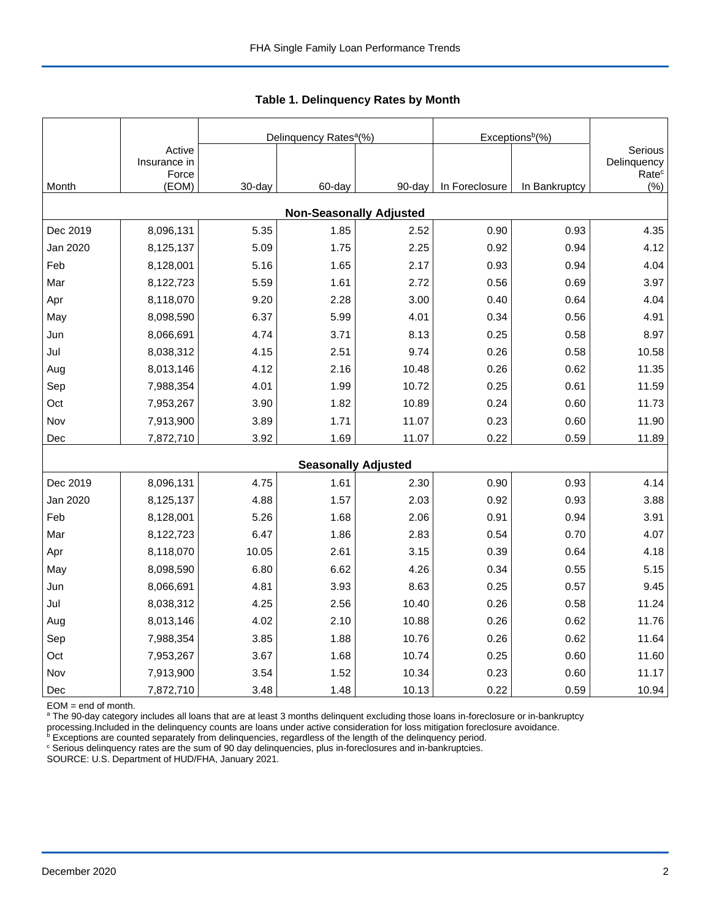## Table 1. Delinquency Rates by Month

| Month | Active Insurance in Force (EOM) | Delinquency Rates[a](%) | | | Exceptions[b](%) | | Serious Delinquency Rate[c] (%) |
|---|---|---|---|---|---|---|---|
| | | 30-day | 60-day | 90-day | In Foreclosure | In Bankruptcy | |
| **Non-Seasonally Adjusted** | | | | | | | |
| Dec 2019 | 8,096,131 | 5.35 | 1.85 | 2.52 | 0.90 | 0.93 | 4.35 |
| Jan 2020 | 8,125,137 | 5.09 | 1.75 | 2.25 | 0.92 | 0.94 | 4.12 |
| Feb | 8,128,001 | 5.16 | 1.65 | 2.17 | 0.93 | 0.94 | 4.04 |
| Mar | 8,122,723 | 5.59 | 1.61 | 2.72 | 0.56 | 0.69 | 3.97 |
| Apr | 8,118,070 | 9.20 | 2.28 | 3.00 | 0.40 | 0.64 | 4.04 |
| May | 8,098,590 | 6.37 | 5.99 | 4.01 | 0.34 | 0.56 | 4.91 |
| Jun | 8,066,691 | 4.74 | 3.71 | 8.13 | 0.25 | 0.58 | 8.97 |
| Jul | 8,038,312 | 4.15 | 2.51 | 9.74 | 0.26 | 0.58 | 10.58 |
| Aug | 8,013,146 | 4.12 | 2.16 | 10.48 | 0.26 | 0.62 | 11.35 |
| Sep | 7,988,354 | 4.01 | 1.99 | 10.72 | 0.25 | 0.61 | 11.59 |
| Oct | 7,953,267 | 3.90 | 1.82 | 10.89 | 0.24 | 0.60 | 11.73 |
| Nov | 7,913,900 | 3.89 | 1.71 | 11.07 | 0.23 | 0.60 | 11.90 |
| Dec | 7,872,710 | 3.92 | 1.69 | 11.07 | 0.22 | 0.59 | 11.89 |
| **Seasonally Adjusted** | | | | | | | |
| Dec 2019 | 8,096,131 | 4.75 | 1.61 | 2.30 | 0.90 | 0.93 | 4.14 |
| Jan 2020 | 8,125,137 | 4.88 | 1.57 | 2.03 | 0.92 | 0.93 | 3.88 |
| Feb | 8,128,001 | 5.26 | 1.68 | 2.06 | 0.91 | 0.94 | 3.91 |
| Mar | 8,122,723 | 6.47 | 1.86 | 2.83 | 0.54 | 0.70 | 4.07 |
| Apr | 8,118,070 | 10.05 | 2.61 | 3.15 | 0.39 | 0.64 | 4.18 |
| May | 8,098,590 | 6.80 | 6.62 | 4.26 | 0.34 | 0.55 | 5.15 |
| Jun | 8,066,691 | 4.81 | 3.93 | 8.63 | 0.25 | 0.57 | 9.45 |
| Jul | 8,038,312 | 4.25 | 2.56 | 10.40 | 0.26 | 0.58 | 11.24 |
| Aug | 8,013,146 | 4.02 | 2.10 | 10.88 | 0.26 | 0.62 | 11.76 |
| Sep | 7,988,354 | 3.85 | 1.88 | 10.76 | 0.26 | 0.62 | 11.64 |
| Oct | 7,953,267 | 3.67 | 1.68 | 10.74 | 0.25 | 0.60 | 11.60 |
| Nov | 7,913,900 | 3.54 | 1.52 | 10.34 | 0.23 | 0.60 | 11.17 |
| Dec | 7,872,710 | 3.48 | 1.48 | 10.13 | 0.22 | 0.59 | 10.94 |

EOM = end of month.

[a] The 90-day category includes all loans that are at least 3 months delinquent excluding those loans in-foreclosure or in-bankruptcy processing.Included in the delinquency counts are loans under active consideration for loss mitigation foreclosure avoidance.

[b] Exceptions are counted separately from delinquencies, regardless of the length of the delinquency period.

[c] Serious delinquency rates are the sum of 90 day delinquencies, plus in-foreclosures and in-bankruptcies.

SOURCE: U.S. Department of HUD/FHA, January 2021.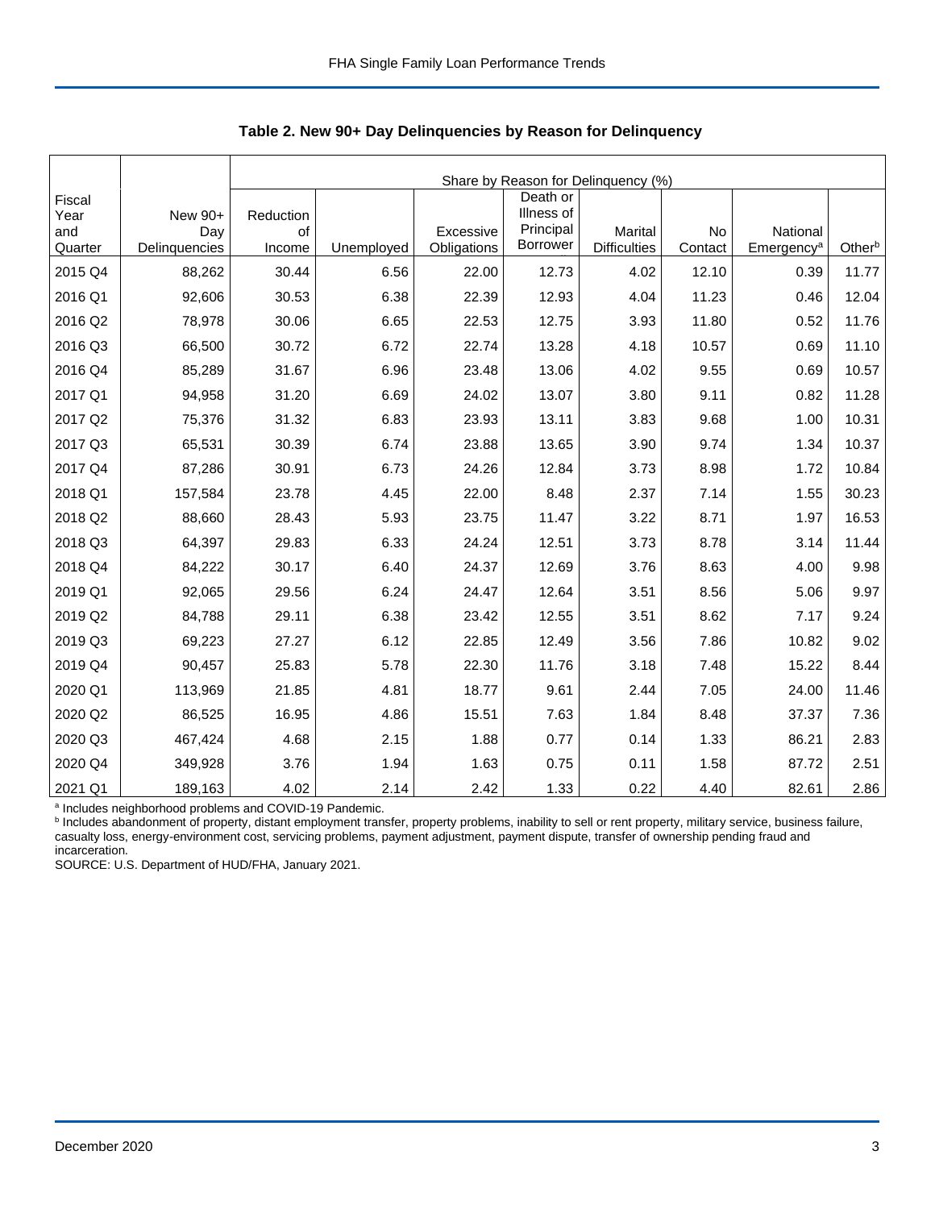**Table 2. New 90+ Day Delinquencies by Reason for Delinquency**

| Fiscal Year and Quarter | New 90+ Day Delinquencies | Share by Reason for Delinquency (%) | | | | | | | |
|---|---|---|---|---|---|---|---|---|---|
| | | Reduction of Income | Unemployed | Excessive Obligations | Death or Illness of Principal Borrower | Marital Difficulties | No Contact | National Emergency[a] | Other[b] |
| 2015 Q4 | 88,262 | 30.44 | 6.56 | 22.00 | 12.73 | 4.02 | 12.10 | 0.39 | 11.77 |
| 2016 Q1 | 92,606 | 30.53 | 6.38 | 22.39 | 12.93 | 4.04 | 11.23 | 0.46 | 12.04 |
| 2016 Q2 | 78,978 | 30.06 | 6.65 | 22.53 | 12.75 | 3.93 | 11.80 | 0.52 | 11.76 |
| 2016 Q3 | 66,500 | 30.72 | 6.72 | 22.74 | 13.28 | 4.18 | 10.57 | 0.69 | 11.10 |
| 2016 Q4 | 85,289 | 31.67 | 6.96 | 23.48 | 13.06 | 4.02 | 9.55 | 0.69 | 10.57 |
| 2017 Q1 | 94,958 | 31.20 | 6.69 | 24.02 | 13.07 | 3.80 | 9.11 | 0.82 | 11.28 |
| 2017 Q2 | 75,376 | 31.32 | 6.83 | 23.93 | 13.11 | 3.83 | 9.68 | 1.00 | 10.31 |
| 2017 Q3 | 65,531 | 30.39 | 6.74 | 23.88 | 13.65 | 3.90 | 9.74 | 1.34 | 10.37 |
| 2017 Q4 | 87,286 | 30.91 | 6.73 | 24.26 | 12.84 | 3.73 | 8.98 | 1.72 | 10.84 |
| 2018 Q1 | 157,584 | 23.78 | 4.45 | 22.00 | 8.48 | 2.37 | 7.14 | 1.55 | 30.23 |
| 2018 Q2 | 88,660 | 28.43 | 5.93 | 23.75 | 11.47 | 3.22 | 8.71 | 1.97 | 16.53 |
| 2018 Q3 | 64,397 | 29.83 | 6.33 | 24.24 | 12.51 | 3.73 | 8.78 | 3.14 | 11.44 |
| 2018 Q4 | 84,222 | 30.17 | 6.40 | 24.37 | 12.69 | 3.76 | 8.63 | 4.00 | 9.98 |
| 2019 Q1 | 92,065 | 29.56 | 6.24 | 24.47 | 12.64 | 3.51 | 8.56 | 5.06 | 9.97 |
| 2019 Q2 | 84,788 | 29.11 | 6.38 | 23.42 | 12.55 | 3.51 | 8.62 | 7.17 | 9.24 |
| 2019 Q3 | 69,223 | 27.27 | 6.12 | 22.85 | 12.49 | 3.56 | 7.86 | 10.82 | 9.02 |
| 2019 Q4 | 90,457 | 25.83 | 5.78 | 22.30 | 11.76 | 3.18 | 7.48 | 15.22 | 8.44 |
| 2020 Q1 | 113,969 | 21.85 | 4.81 | 18.77 | 9.61 | 2.44 | 7.05 | 24.00 | 11.46 |
| 2020 Q2 | 86,525 | 16.95 | 4.86 | 15.51 | 7.63 | 1.84 | 8.48 | 37.37 | 7.36 |
| 2020 Q3 | 467,424 | 4.68 | 2.15 | 1.88 | 0.77 | 0.14 | 1.33 | 86.21 | 2.83 |
| 2020 Q4 | 349,928 | 3.76 | 1.94 | 1.63 | 0.75 | 0.11 | 1.58 | 87.72 | 2.51 |
| 2021 Q1 | 189,163 | 4.02 | 2.14 | 2.42 | 1.33 | 0.22 | 4.40 | 82.61 | 2.86 |

[a] Includes neighborhood problems and COVID-19 Pandemic.
[b] Includes abandonment of property, distant employment transfer, property problems, inability to sell or rent property, military service, business failure, casualty loss, energy-environment cost, servicing problems, payment adjustment, payment dispute, transfer of ownership pending fraud and incarceration.
SOURCE: U.S. Department of HUD/FHA, January 2021.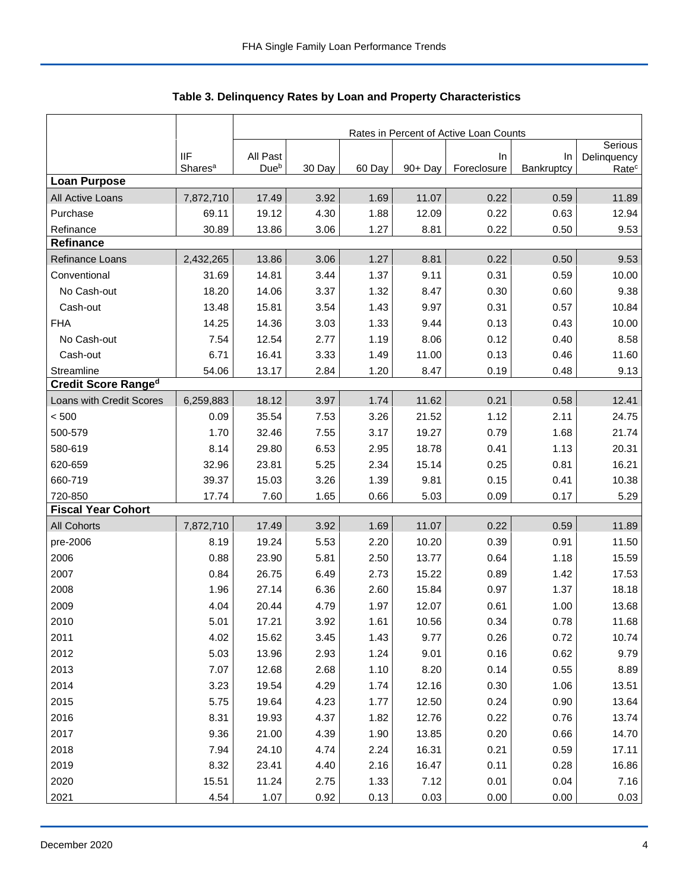## Table 3. Delinquency Rates by Loan and Property Characteristics

| | IIF Shares[a] | Rates in Percent of Active Loan Counts | | | | | | |
|---|---|---|---|---|---|---|---|---|
| | | All Past Due[b] | 30 Day | 60 Day | 90+ Day | In Foreclosure | In Bankruptcy | Serious Delinquency Rate[c] |
| **Loan Purpose** | | | | | | | | |
| All Active Loans | 7,872,710 | 17.49 | 3.92 | 1.69 | 11.07 | 0.22 | 0.59 | 11.89 |
| Purchase | 69.11 | 19.12 | 4.30 | 1.88 | 12.09 | 0.22 | 0.63 | 12.94 |
| Refinance | 30.89 | 13.86 | 3.06 | 1.27 | 8.81 | 0.22 | 0.50 | 9.53 |
| **Refinance** | | | | | | | | |
| Refinance Loans | 2,432,265 | 13.86 | 3.06 | 1.27 | 8.81 | 0.22 | 0.50 | 9.53 |
| Conventional | 31.69 | 14.81 | 3.44 | 1.37 | 9.11 | 0.31 | 0.59 | 10.00 |
| No Cash-out | 18.20 | 14.06 | 3.37 | 1.32 | 8.47 | 0.30 | 0.60 | 9.38 |
| Cash-out | 13.48 | 15.81 | 3.54 | 1.43 | 9.97 | 0.31 | 0.57 | 10.84 |
| FHA | 14.25 | 14.36 | 3.03 | 1.33 | 9.44 | 0.13 | 0.43 | 10.00 |
| No Cash-out | 7.54 | 12.54 | 2.77 | 1.19 | 8.06 | 0.12 | 0.40 | 8.58 |
| Cash-out | 6.71 | 16.41 | 3.33 | 1.49 | 11.00 | 0.13 | 0.46 | 11.60 |
| Streamline | 54.06 | 13.17 | 2.84 | 1.20 | 8.47 | 0.19 | 0.48 | 9.13 |
| **Credit Score Range[d]** | | | | | | | | |
| Loans with Credit Scores | 6,259,883 | 18.12 | 3.97 | 1.74 | 11.62 | 0.21 | 0.58 | 12.41 |
| < 500 | 0.09 | 35.54 | 7.53 | 3.26 | 21.52 | 1.12 | 2.11 | 24.75 |
| 500-579 | 1.70 | 32.46 | 7.55 | 3.17 | 19.27 | 0.79 | 1.68 | 21.74 |
| 580-619 | 8.14 | 29.80 | 6.53 | 2.95 | 18.78 | 0.41 | 1.13 | 20.31 |
| 620-659 | 32.96 | 23.81 | 5.25 | 2.34 | 15.14 | 0.25 | 0.81 | 16.21 |
| 660-719 | 39.37 | 15.03 | 3.26 | 1.39 | 9.81 | 0.15 | 0.41 | 10.38 |
| 720-850 | 17.74 | 7.60 | 1.65 | 0.66 | 5.03 | 0.09 | 0.17 | 5.29 |
| **Fiscal Year Cohort** | | | | | | | | |
| All Cohorts | 7,872,710 | 17.49 | 3.92 | 1.69 | 11.07 | 0.22 | 0.59 | 11.89 |
| pre-2006 | 8.19 | 19.24 | 5.53 | 2.20 | 10.20 | 0.39 | 0.91 | 11.50 |
| 2006 | 0.88 | 23.90 | 5.81 | 2.50 | 13.77 | 0.64 | 1.18 | 15.59 |
| 2007 | 0.84 | 26.75 | 6.49 | 2.73 | 15.22 | 0.89 | 1.42 | 17.53 |
| 2008 | 1.96 | 27.14 | 6.36 | 2.60 | 15.84 | 0.97 | 1.37 | 18.18 |
| 2009 | 4.04 | 20.44 | 4.79 | 1.97 | 12.07 | 0.61 | 1.00 | 13.68 |
| 2010 | 5.01 | 17.21 | 3.92 | 1.61 | 10.56 | 0.34 | 0.78 | 11.68 |
| 2011 | 4.02 | 15.62 | 3.45 | 1.43 | 9.77 | 0.26 | 0.72 | 10.74 |
| 2012 | 5.03 | 13.96 | 2.93 | 1.24 | 9.01 | 0.16 | 0.62 | 9.79 |
| 2013 | 7.07 | 12.68 | 2.68 | 1.10 | 8.20 | 0.14 | 0.55 | 8.89 |
| 2014 | 3.23 | 19.54 | 4.29 | 1.74 | 12.16 | 0.30 | 1.06 | 13.51 |
| 2015 | 5.75 | 19.64 | 4.23 | 1.77 | 12.50 | 0.24 | 0.90 | 13.64 |
| 2016 | 8.31 | 19.93 | 4.37 | 1.82 | 12.76 | 0.22 | 0.76 | 13.74 |
| 2017 | 9.36 | 21.00 | 4.39 | 1.90 | 13.85 | 0.20 | 0.66 | 14.70 |
| 2018 | 7.94 | 24.10 | 4.74 | 2.24 | 16.31 | 0.21 | 0.59 | 17.11 |
| 2019 | 8.32 | 23.41 | 4.40 | 2.16 | 16.47 | 0.11 | 0.28 | 16.86 |
| 2020 | 15.51 | 11.24 | 2.75 | 1.33 | 7.12 | 0.01 | 0.04 | 7.16 |
| 2021 | 4.54 | 1.07 | 0.92 | 0.13 | 0.03 | 0.00 | 0.00 | 0.03 |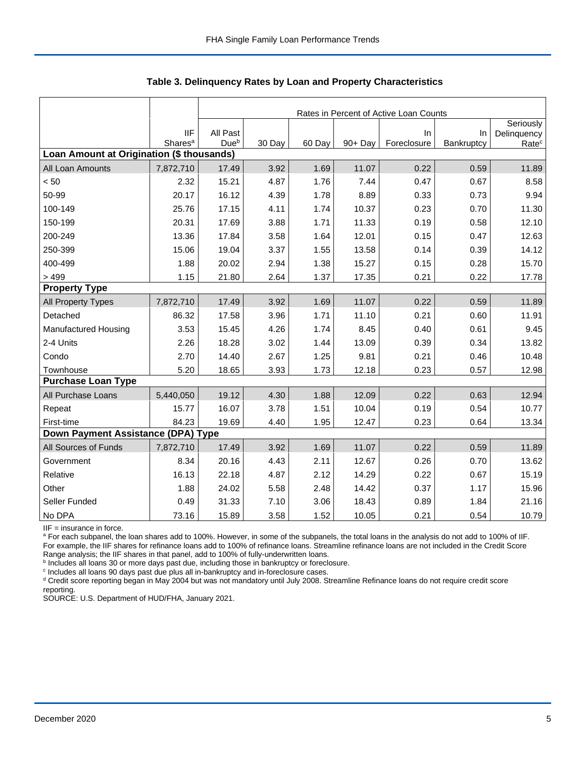# Table 3. Delinquency Rates by Loan and Property Characteristics

| | IIF Shares[a] | Rates in Percent of Active Loan Counts | | | | | | |
|---|---|---|---|---|---|---|---|---|
| | | All Past Due[b] | 30 Day | 60 Day | 90+ Day | In Foreclosure | In Bankruptcy | Seriously Delinquency Rate[c] |
| **Loan Amount at Origination ($ thousands)** | | | | | | | | |
| All Loan Amounts | 7,872,710 | 17.49 | 3.92 | 1.69 | 11.07 | 0.22 | 0.59 | 11.89 |
| < 50 | 2.32 | 15.21 | 4.87 | 1.76 | 7.44 | 0.47 | 0.67 | 8.58 |
| 50-99 | 20.17 | 16.12 | 4.39 | 1.78 | 8.89 | 0.33 | 0.73 | 9.94 |
| 100-149 | 25.76 | 17.15 | 4.11 | 1.74 | 10.37 | 0.23 | 0.70 | 11.30 |
| 150-199 | 20.31 | 17.69 | 3.88 | 1.71 | 11.33 | 0.19 | 0.58 | 12.10 |
| 200-249 | 13.36 | 17.84 | 3.58 | 1.64 | 12.01 | 0.15 | 0.47 | 12.63 |
| 250-399 | 15.06 | 19.04 | 3.37 | 1.55 | 13.58 | 0.14 | 0.39 | 14.12 |
| 400-499 | 1.88 | 20.02 | 2.94 | 1.38 | 15.27 | 0.15 | 0.28 | 15.70 |
| > 499 | 1.15 | 21.80 | 2.64 | 1.37 | 17.35 | 0.21 | 0.22 | 17.78 |
| **Property Type** | | | | | | | | |
| All Property Types | 7,872,710 | 17.49 | 3.92 | 1.69 | 11.07 | 0.22 | 0.59 | 11.89 |
| Detached | 86.32 | 17.58 | 3.96 | 1.71 | 11.10 | 0.21 | 0.60 | 11.91 |
| Manufactured Housing | 3.53 | 15.45 | 4.26 | 1.74 | 8.45 | 0.40 | 0.61 | 9.45 |
| 2-4 Units | 2.26 | 18.28 | 3.02 | 1.44 | 13.09 | 0.39 | 0.34 | 13.82 |
| Condo | 2.70 | 14.40 | 2.67 | 1.25 | 9.81 | 0.21 | 0.46 | 10.48 |
| Townhouse | 5.20 | 18.65 | 3.93 | 1.73 | 12.18 | 0.23 | 0.57 | 12.98 |
| **Purchase Loan Type** | | | | | | | | |
| All Purchase Loans | 5,440,050 | 19.12 | 4.30 | 1.88 | 12.09 | 0.22 | 0.63 | 12.94 |
| Repeat | 15.77 | 16.07 | 3.78 | 1.51 | 10.04 | 0.19 | 0.54 | 10.77 |
| First-time | 84.23 | 19.69 | 4.40 | 1.95 | 12.47 | 0.23 | 0.64 | 13.34 |
| **Down Payment Assistance (DPA) Type** | | | | | | | | |
| All Sources of Funds | 7,872,710 | 17.49 | 3.92 | 1.69 | 11.07 | 0.22 | 0.59 | 11.89 |
| Government | 8.34 | 20.16 | 4.43 | 2.11 | 12.67 | 0.26 | 0.70 | 13.62 |
| Relative | 16.13 | 22.18 | 4.87 | 2.12 | 14.29 | 0.22 | 0.67 | 15.19 |
| Other | 1.88 | 24.02 | 5.58 | 2.48 | 14.42 | 0.37 | 1.17 | 15.96 |
| Seller Funded | 0.49 | 31.33 | 7.10 | 3.06 | 18.43 | 0.89 | 1.84 | 21.16 |
| No DPA | 73.16 | 15.89 | 3.58 | 1.52 | 10.05 | 0.21 | 0.54 | 10.79 |

IIF = insurance in force.

[a] For each subpanel, the loan shares add to 100%. However, in some of the subpanels, the total loans in the analysis do not add to 100% of IIF. For example, the IIF shares for refinance loans add to 100% of refinance loans. Streamline refinance loans are not included in the Credit Score Range analysis; the IIF shares in that panel, add to 100% of fully-underwritten loans.

[b] Includes all loans 30 or more days past due, including those in bankruptcy or foreclosure.

[c] Includes all loans 90 days past due plus all in-bankruptcy and in-foreclosure cases.

[d] Credit score reporting began in May 2004 but was not mandatory until July 2008. Streamline Refinance loans do not require credit score reporting.

SOURCE: U.S. Department of HUD/FHA, January 2021.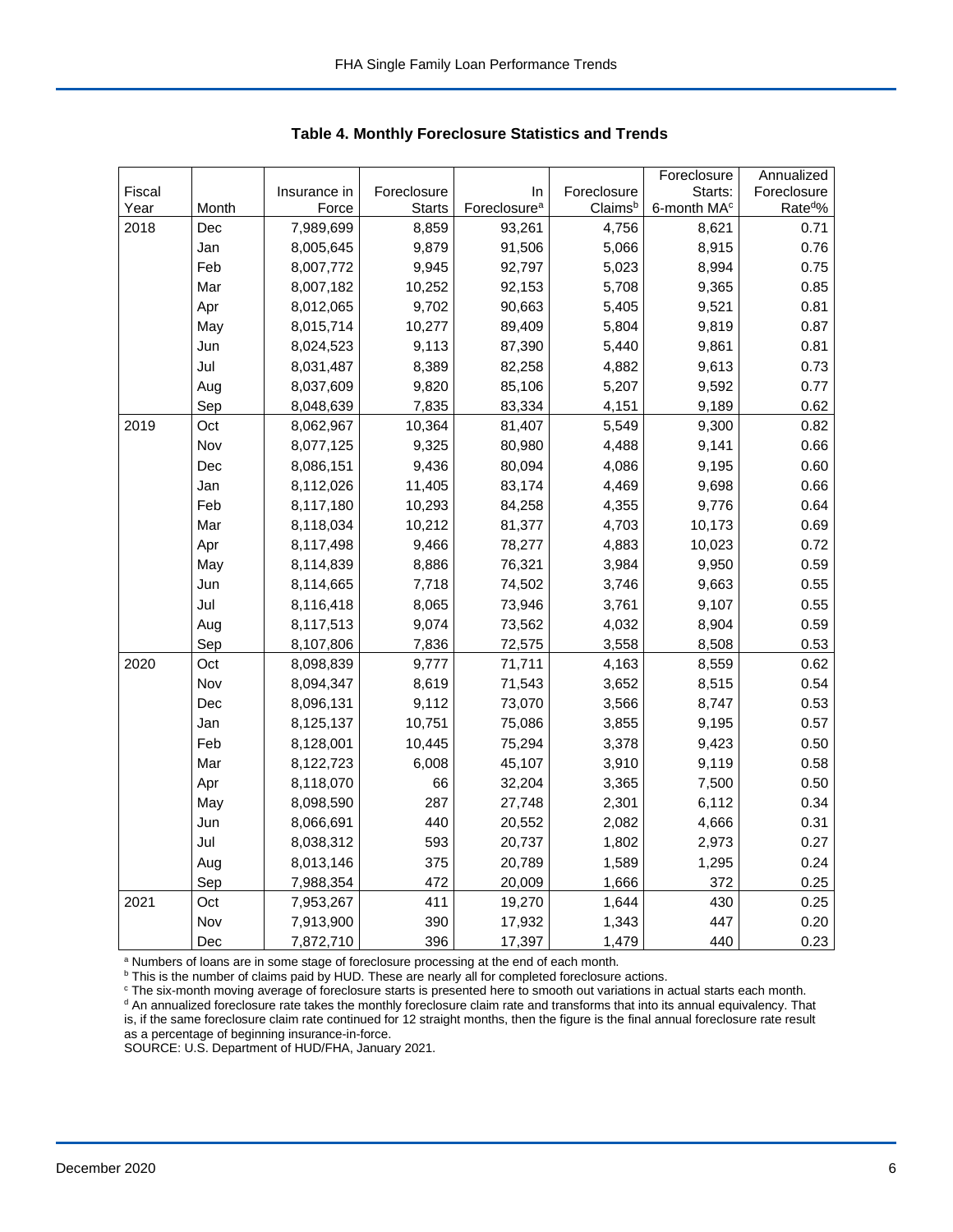## Table 4. Monthly Foreclosure Statistics and Trends

| Fiscal Year | Month | Insurance in Force | Foreclosure Starts | In Foreclosure[a] | Foreclosure Claims[b] | Foreclosure Starts: 6-month MA[c] | Annualized Foreclosure Rate[d]% |
|---|---|---|---|---|---|---|---|
| 2018 | Dec | 7,989,699 | 8,859 | 93,261 | 4,756 | 8,621 | 0.71 |
| | Jan | 8,005,645 | 9,879 | 91,506 | 5,066 | 8,915 | 0.76 |
| | Feb | 8,007,772 | 9,945 | 92,797 | 5,023 | 8,994 | 0.75 |
| | Mar | 8,007,182 | 10,252 | 92,153 | 5,708 | 9,365 | 0.85 |
| | Apr | 8,012,065 | 9,702 | 90,663 | 5,405 | 9,521 | 0.81 |
| | May | 8,015,714 | 10,277 | 89,409 | 5,804 | 9,819 | 0.87 |
| | Jun | 8,024,523 | 9,113 | 87,390 | 5,440 | 9,861 | 0.81 |
| | Jul | 8,031,487 | 8,389 | 82,258 | 4,882 | 9,613 | 0.73 |
| | Aug | 8,037,609 | 9,820 | 85,106 | 5,207 | 9,592 | 0.77 |
| | Sep | 8,048,639 | 7,835 | 83,334 | 4,151 | 9,189 | 0.62 |
| 2019 | Oct | 8,062,967 | 10,364 | 81,407 | 5,549 | 9,300 | 0.82 |
| | Nov | 8,077,125 | 9,325 | 80,980 | 4,488 | 9,141 | 0.66 |
| | Dec | 8,086,151 | 9,436 | 80,094 | 4,086 | 9,195 | 0.60 |
| | Jan | 8,112,026 | 11,405 | 83,174 | 4,469 | 9,698 | 0.66 |
| | Feb | 8,117,180 | 10,293 | 84,258 | 4,355 | 9,776 | 0.64 |
| | Mar | 8,118,034 | 10,212 | 81,377 | 4,703 | 10,173 | 0.69 |
| | Apr | 8,117,498 | 9,466 | 78,277 | 4,883 | 10,023 | 0.72 |
| | May | 8,114,839 | 8,886 | 76,321 | 3,984 | 9,950 | 0.59 |
| | Jun | 8,114,665 | 7,718 | 74,502 | 3,746 | 9,663 | 0.55 |
| | Jul | 8,116,418 | 8,065 | 73,946 | 3,761 | 9,107 | 0.55 |
| | Aug | 8,117,513 | 9,074 | 73,562 | 4,032 | 8,904 | 0.59 |
| | Sep | 8,107,806 | 7,836 | 72,575 | 3,558 | 8,508 | 0.53 |
| 2020 | Oct | 8,098,839 | 9,777 | 71,711 | 4,163 | 8,559 | 0.62 |
| | Nov | 8,094,347 | 8,619 | 71,543 | 3,652 | 8,515 | 0.54 |
| | Dec | 8,096,131 | 9,112 | 73,070 | 3,566 | 8,747 | 0.53 |
| | Jan | 8,125,137 | 10,751 | 75,086 | 3,855 | 9,195 | 0.57 |
| | Feb | 8,128,001 | 10,445 | 75,294 | 3,378 | 9,423 | 0.50 |
| | Mar | 8,122,723 | 6,008 | 45,107 | 3,910 | 9,119 | 0.58 |
| | Apr | 8,118,070 | 66 | 32,204 | 3,365 | 7,500 | 0.50 |
| | May | 8,098,590 | 287 | 27,748 | 2,301 | 6,112 | 0.34 |
| | Jun | 8,066,691 | 440 | 20,552 | 2,082 | 4,666 | 0.31 |
| | Jul | 8,038,312 | 593 | 20,737 | 1,802 | 2,973 | 0.27 |
| | Aug | 8,013,146 | 375 | 20,789 | 1,589 | 1,295 | 0.24 |
| | Sep | 7,988,354 | 472 | 20,009 | 1,666 | 372 | 0.25 |
| 2021 | Oct | 7,953,267 | 411 | 19,270 | 1,644 | 430 | 0.25 |
| | Nov | 7,913,900 | 390 | 17,932 | 1,343 | 447 | 0.20 |
| | Dec | 7,872,710 | 396 | 17,397 | 1,479 | 440 | 0.23 |

[a] Numbers of loans are in some stage of foreclosure processing at the end of each month.
[b] This is the number of claims paid by HUD. These are nearly all for completed foreclosure actions.
[c] The six-month moving average of foreclosure starts is presented here to smooth out variations in actual starts each month.
[d] An annualized foreclosure rate takes the monthly foreclosure claim rate and transforms that into its annual equivalency. That is, if the same foreclosure claim rate continued for 12 straight months, then the figure is the final annual foreclosure rate result as a percentage of beginning insurance-in-force.
SOURCE: U.S. Department of HUD/FHA, January 2021.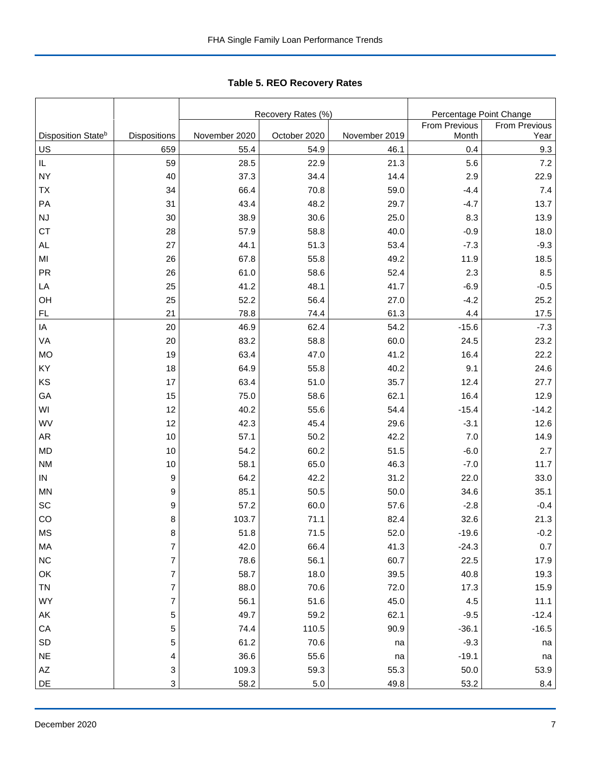**Table 5. REO Recovery Rates**

| | | Recovery Rates (%) | | | Percentage Point Change | |
|---|---|---|---|---|---|---|
| Disposition State[b] | Dispositions | November 2020 | October 2020 | November 2019 | From Previous Month | From Previous Year |
| US | 659 | 55.4 | 54.9 | 46.1 | 0.4 | 9.3 |
| IL | 59 | 28.5 | 22.9 | 21.3 | 5.6 | 7.2 |
| NY | 40 | 37.3 | 34.4 | 14.4 | 2.9 | 22.9 |
| TX | 34 | 66.4 | 70.8 | 59.0 | -4.4 | 7.4 |
| PA | 31 | 43.4 | 48.2 | 29.7 | -4.7 | 13.7 |
| NJ | 30 | 38.9 | 30.6 | 25.0 | 8.3 | 13.9 |
| CT | 28 | 57.9 | 58.8 | 40.0 | -0.9 | 18.0 |
| AL | 27 | 44.1 | 51.3 | 53.4 | -7.3 | -9.3 |
| MI | 26 | 67.8 | 55.8 | 49.2 | 11.9 | 18.5 |
| PR | 26 | 61.0 | 58.6 | 52.4 | 2.3 | 8.5 |
| LA | 25 | 41.2 | 48.1 | 41.7 | -6.9 | -0.5 |
| OH | 25 | 52.2 | 56.4 | 27.0 | -4.2 | 25.2 |
| FL | 21 | 78.8 | 74.4 | 61.3 | 4.4 | 17.5 |
| IA | 20 | 46.9 | 62.4 | 54.2 | -15.6 | -7.3 |
| VA | 20 | 83.2 | 58.8 | 60.0 | 24.5 | 23.2 |
| MO | 19 | 63.4 | 47.0 | 41.2 | 16.4 | 22.2 |
| KY | 18 | 64.9 | 55.8 | 40.2 | 9.1 | 24.6 |
| KS | 17 | 63.4 | 51.0 | 35.7 | 12.4 | 27.7 |
| GA | 15 | 75.0 | 58.6 | 62.1 | 16.4 | 12.9 |
| WI | 12 | 40.2 | 55.6 | 54.4 | -15.4 | -14.2 |
| WV | 12 | 42.3 | 45.4 | 29.6 | -3.1 | 12.6 |
| AR | 10 | 57.1 | 50.2 | 42.2 | 7.0 | 14.9 |
| MD | 10 | 54.2 | 60.2 | 51.5 | -6.0 | 2.7 |
| NM | 10 | 58.1 | 65.0 | 46.3 | -7.0 | 11.7 |
| IN | 9 | 64.2 | 42.2 | 31.2 | 22.0 | 33.0 |
| MN | 9 | 85.1 | 50.5 | 50.0 | 34.6 | 35.1 |
| SC | 9 | 57.2 | 60.0 | 57.6 | -2.8 | -0.4 |
| CO | 8 | 103.7 | 71.1 | 82.4 | 32.6 | 21.3 |
| MS | 8 | 51.8 | 71.5 | 52.0 | -19.6 | -0.2 |
| MA | 7 | 42.0 | 66.4 | 41.3 | -24.3 | 0.7 |
| NC | 7 | 78.6 | 56.1 | 60.7 | 22.5 | 17.9 |
| OK | 7 | 58.7 | 18.0 | 39.5 | 40.8 | 19.3 |
| TN | 7 | 88.0 | 70.6 | 72.0 | 17.3 | 15.9 |
| WY | 7 | 56.1 | 51.6 | 45.0 | 4.5 | 11.1 |
| AK | 5 | 49.7 | 59.2 | 62.1 | -9.5 | -12.4 |
| CA | 5 | 74.4 | 110.5 | 90.9 | -36.1 | -16.5 |
| SD | 5 | 61.2 | 70.6 | na | -9.3 | na |
| NE | 4 | 36.6 | 55.6 | na | -19.1 | na |
| AZ | 3 | 109.3 | 59.3 | 55.3 | 50.0 | 53.9 |
| DE | 3 | 58.2 | 5.0 | 49.8 | 53.2 | 8.4 |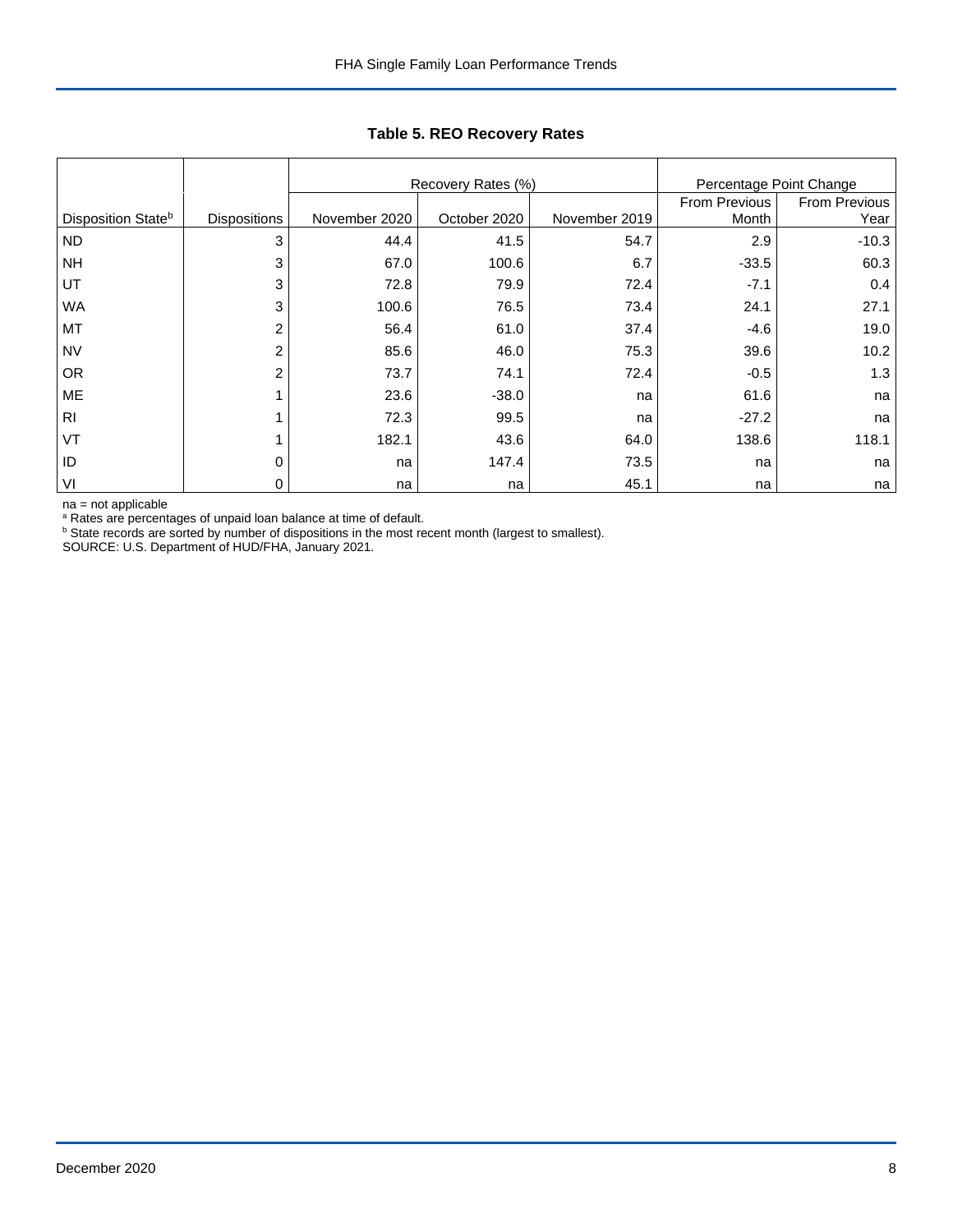**Table 5. REO Recovery Rates**

| | | Recovery Rates (%) | | | Percentage Point Change | |
|---|---|---|---|---|---|---|
| Disposition State[b] | Dispositions | November 2020 | October 2020 | November 2019 | From Previous Month | From Previous Year |
| ND | 3 | 44.4 | 41.5 | 54.7 | 2.9 | -10.3 |
| NH | 3 | 67.0 | 100.6 | 6.7 | -33.5 | 60.3 |
| UT | 3 | 72.8 | 79.9 | 72.4 | -7.1 | 0.4 |
| WA | 3 | 100.6 | 76.5 | 73.4 | 24.1 | 27.1 |
| MT | 2 | 56.4 | 61.0 | 37.4 | -4.6 | 19.0 |
| NV | 2 | 85.6 | 46.0 | 75.3 | 39.6 | 10.2 |
| OR | 2 | 73.7 | 74.1 | 72.4 | -0.5 | 1.3 |
| ME | 1 | 23.6 | -38.0 | na | 61.6 | na |
| RI | 1 | 72.3 | 99.5 | na | -27.2 | na |
| VT | 1 | 182.1 | 43.6 | 64.0 | 138.6 | 118.1 |
| ID | 0 | na | 147.4 | 73.5 | na | na |
| VI | 0 | na | na | 45.1 | na | na |

na = not applicable

[a] Rates are percentages of unpaid loan balance at time of default.

[b] State records are sorted by number of dispositions in the most recent month (largest to smallest).

SOURCE: U.S. Department of HUD/FHA, January 2021.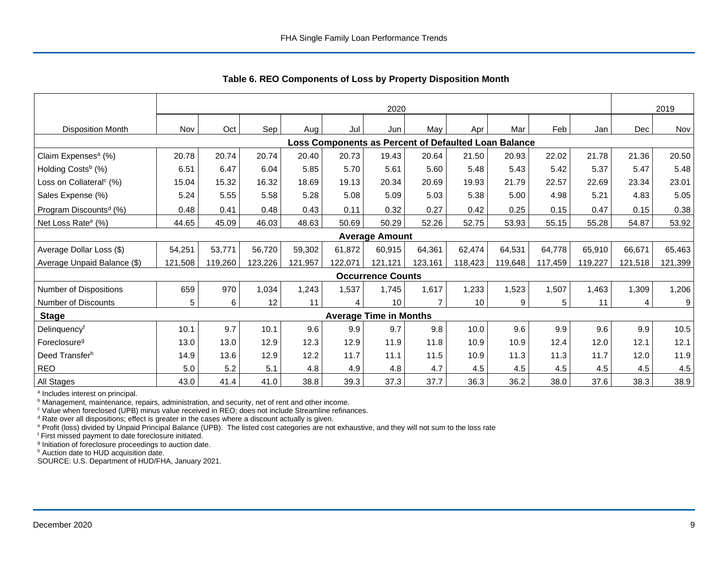## Table 6. REO Components of Loss by Property Disposition Month

| | 2020 | | | | | | | | | | | 2019 | |
|---|---|---|---|---|---|---|---|---|---|---|---|---|---|
| Disposition Month | Nov | Oct | Sep | Aug | Jul | Jun | May | Apr | Mar | Feb | Jan | Dec | Nov |
| **Loss Components as Percent of Defaulted Loan Balance** | | | | | | | | | | | | | |
| Claim Expenses[a] (%) | 20.78 | 20.74 | 20.74 | 20.40 | 20.73 | 19.43 | 20.64 | 21.50 | 20.93 | 22.02 | 21.78 | 21.36 | 20.50 |
| Holding Costs[b] (%) | 6.51 | 6.47 | 6.04 | 5.85 | 5.70 | 5.61 | 5.60 | 5.48 | 5.43 | 5.42 | 5.37 | 5.47 | 5.48 |
| Loss on Collateral[c] (%) | 15.04 | 15.32 | 16.32 | 18.69 | 19.13 | 20.34 | 20.69 | 19.93 | 21.79 | 22.57 | 22.69 | 23.34 | 23.01 |
| Sales Expense (%) | 5.24 | 5.55 | 5.58 | 5.28 | 5.08 | 5.09 | 5.03 | 5.38 | 5.00 | 4.98 | 5.21 | 4.83 | 5.05 |
| Program Discounts[d] (%) | 0.48 | 0.41 | 0.48 | 0.43 | 0.11 | 0.32 | 0.27 | 0.42 | 0.25 | 0.15 | 0.47 | 0.15 | 0.38 |
| Net Loss Rate[e] (%) | 44.65 | 45.09 | 46.03 | 48.63 | 50.69 | 50.29 | 52.26 | 52.75 | 53.93 | 55.15 | 55.28 | 54.87 | 53.92 |
| **Average Amount** | | | | | | | | | | | | | |
| Average Dollar Loss ($) | 54,251 | 53,771 | 56,720 | 59,302 | 61,872 | 60,915 | 64,361 | 62,474 | 64,531 | 64,778 | 65,910 | 66,671 | 65,463 |
| Average Unpaid Balance ($) | 121,508 | 119,260 | 123,226 | 121,957 | 122,071 | 121,121 | 123,161 | 118,423 | 119,648 | 117,459 | 119,227 | 121,518 | 121,399 |
| **Occurrence Counts** | | | | | | | | | | | | | |
| Number of Dispositions | 659 | 970 | 1,034 | 1,243 | 1,537 | 1,745 | 1,617 | 1,233 | 1,523 | 1,507 | 1,463 | 1,309 | 1,206 |
| Number of Discounts | 5 | 6 | 12 | 11 | 4 | 10 | 7 | 10 | 9 | 5 | 11 | 4 | 9 |
| **Stage** — **Average Time in Months** | | | | | | | | | | | | | |
| Delinquency[f] | 10.1 | 9.7 | 10.1 | 9.6 | 9.9 | 9.7 | 9.8 | 10.0 | 9.6 | 9.9 | 9.6 | 9.9 | 10.5 |
| Foreclosure[g] | 13.0 | 13.0 | 12.9 | 12.3 | 12.9 | 11.9 | 11.8 | 10.9 | 10.9 | 12.4 | 12.0 | 12.1 | 12.1 |
| Deed Transfer[h] | 14.9 | 13.6 | 12.9 | 12.2 | 11.7 | 11.1 | 11.5 | 10.9 | 11.3 | 11.3 | 11.7 | 12.0 | 11.9 |
| REO | 5.0 | 5.2 | 5.1 | 4.8 | 4.9 | 4.8 | 4.7 | 4.5 | 4.5 | 4.5 | 4.5 | 4.5 | 4.5 |
| All Stages | 43.0 | 41.4 | 41.0 | 38.8 | 39.3 | 37.3 | 37.7 | 36.3 | 36.2 | 38.0 | 37.6 | 38.3 | 38.9 |

[a] Includes interest on principal.
[b] Management, maintenance, repairs, administration, and security, net of rent and other income.
[c] Value when foreclosed (UPB) minus value received in REO; does not include Streamline refinances.
[d] Rate over all dispositions; effect is greater in the cases where a discount actually is given.
[e] Profit (loss) divided by Unpaid Principal Balance (UPB). The listed cost categories are not exhaustive, and they will not sum to the loss rate
[f] First missed payment to date foreclosure initiated.
[g] Initiation of foreclosure proceedings to auction date.
[h] Auction date to HUD acquisition date.
SOURCE: U.S. Department of HUD/FHA, January 2021.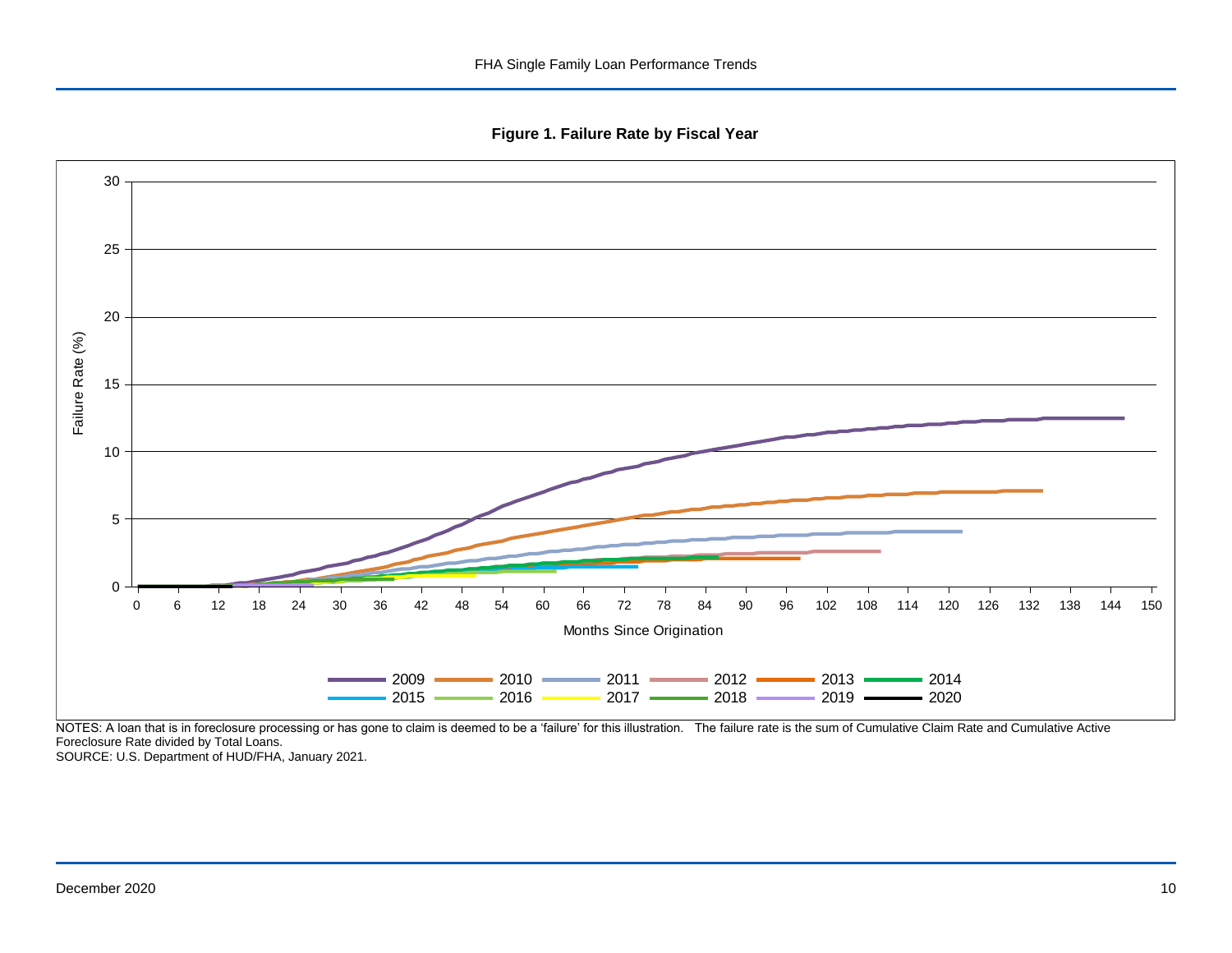**Figure 1. Failure Rate by Fiscal Year**

Failure Rate (%)

30
25
20
15
10
5
0

0 6 12 18 24 30 36 42 48 54 60 66 72 78 84 90 96 102 108 114 120 126 132 138 144 150

Months Since Origination

2009 2010 2011 2012 2013 2014
2015 2016 2017 2018 2019 2020

NOTES: A loan that is in foreclosure processing or has gone to claim is deemed to be a 'failure' for this illustration. The failure rate is the sum of Cumulative Claim Rate and Cumulative Active Foreclosure Rate divided by Total Loans.
SOURCE: U.S. Department of HUD/FHA, January 2021.